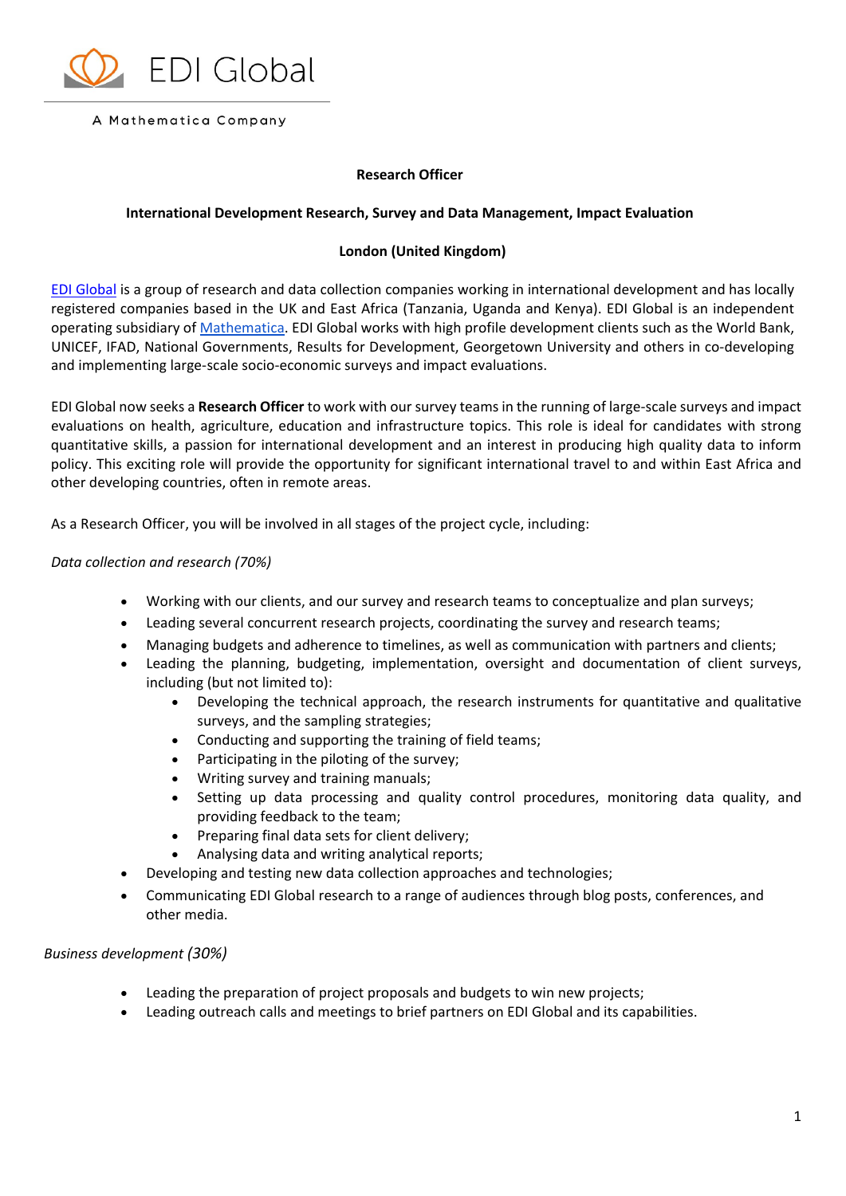EDI Global

A Mathematica Company

**Research Officer**

**International Development Research, Survey and Data Management, Impact Evaluation**

**London (United Kingdom)**

[EDI Global](#) is a group of research and data collection companies working in international development and has locally registered companies based in the UK and East Africa (Tanzania, Uganda and Kenya). EDI Global is an independent operating subsidiary of [Mathematica](#). EDI Global works with high profile development clients such as the World Bank, UNICEF, IFAD, National Governments, Results for Development, Georgetown University and others in co-developing and implementing large-scale socio-economic surveys and impact evaluations.

EDI Global now seeks a **Research Officer** to work with our survey teams in the running of large-scale surveys and impact evaluations on health, agriculture, education and infrastructure topics. This role is ideal for candidates with strong quantitative skills, a passion for international development and an interest in producing high quality data to inform policy. This exciting role will provide the opportunity for significant international travel to and within East Africa and other developing countries, often in remote areas.

As a Research Officer, you will be involved in all stages of the project cycle, including:

*Data collection and research (70%)*

- Working with our clients, and our survey and research teams to conceptualize and plan surveys;
- Leading several concurrent research projects, coordinating the survey and research teams;
- Managing budgets and adherence to timelines, as well as communication with partners and clients;
- Leading the planning, budgeting, implementation, oversight and documentation of client surveys, including (but not limited to):
  - Developing the technical approach, the research instruments for quantitative and qualitative surveys, and the sampling strategies;
  - Conducting and supporting the training of field teams;
  - Participating in the piloting of the survey;
  - Writing survey and training manuals;
  - Setting up data processing and quality control procedures, monitoring data quality, and providing feedback to the team;
  - Preparing final data sets for client delivery;
  - Analysing data and writing analytical reports;
- Developing and testing new data collection approaches and technologies;
- Communicating EDI Global research to a range of audiences through blog posts, conferences, and other media.

*Business development (30%)*

- Leading the preparation of project proposals and budgets to win new projects;
- Leading outreach calls and meetings to brief partners on EDI Global and its capabilities.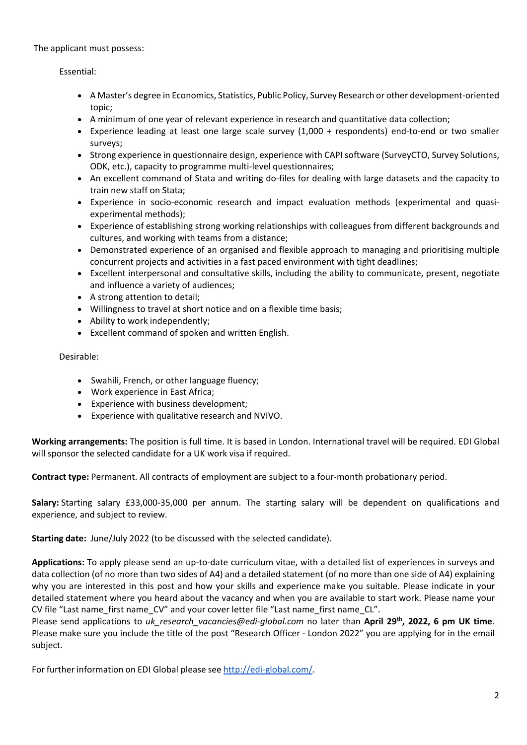The applicant must possess:

Essential:

- A Master's degree in Economics, Statistics, Public Policy, Survey Research or other development-oriented topic;
- A minimum of one year of relevant experience in research and quantitative data collection;
- Experience leading at least one large scale survey (1,000 + respondents) end-to-end or two smaller surveys;
- Strong experience in questionnaire design, experience with CAPI software (SurveyCTO, Survey Solutions, ODK, etc.), capacity to programme multi-level questionnaires;
- An excellent command of Stata and writing do-files for dealing with large datasets and the capacity to train new staff on Stata;
- Experience in socio-economic research and impact evaluation methods (experimental and quasi-experimental methods);
- Experience of establishing strong working relationships with colleagues from different backgrounds and cultures, and working with teams from a distance;
- Demonstrated experience of an organised and flexible approach to managing and prioritising multiple concurrent projects and activities in a fast paced environment with tight deadlines;
- Excellent interpersonal and consultative skills, including the ability to communicate, present, negotiate and influence a variety of audiences;
- A strong attention to detail;
- Willingness to travel at short notice and on a flexible time basis;
- Ability to work independently;
- Excellent command of spoken and written English.

Desirable:

- Swahili, French, or other language fluency;
- Work experience in East Africa;
- Experience with business development;
- Experience with qualitative research and NVIVO.

**Working arrangements:** The position is full time. It is based in London. International travel will be required. EDI Global will sponsor the selected candidate for a UK work visa if required.

**Contract type:** Permanent. All contracts of employment are subject to a four-month probationary period.

**Salary:** Starting salary £33,000-35,000 per annum. The starting salary will be dependent on qualifications and experience, and subject to review.

**Starting date:** June/July 2022 (to be discussed with the selected candidate).

**Applications:** To apply please send an up-to-date curriculum vitae, with a detailed list of experiences in surveys and data collection (of no more than two sides of A4) and a detailed statement (of no more than one side of A4) explaining why you are interested in this post and how your skills and experience make you suitable. Please indicate in your detailed statement where you heard about the vacancy and when you are available to start work. Please name your CV file "Last name_first name_CV" and your cover letter file "Last name_first name_CL".

Please send applications to *uk_research_vacancies@edi-global.com* no later than **April 29th, 2022, 6 pm UK time**. Please make sure you include the title of the post "Research Officer - London 2022" you are applying for in the email subject.

For further information on EDI Global please see [http://edi-global.com/](http://edi-global.com/).